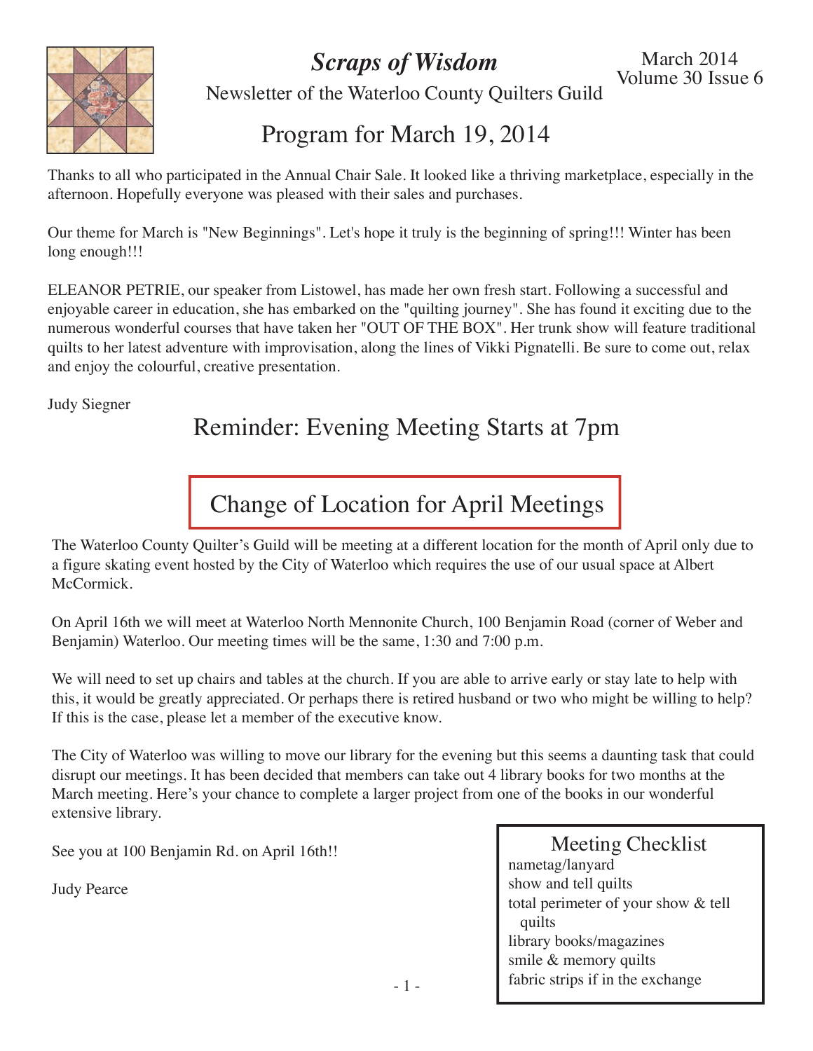# *Scraps of Wisdom*

Newsletter of the Waterloo County Quilters Guild

March 2014
Volume 30 Issue 6

## Program for March 19, 2014

Thanks to all who participated in the Annual Chair Sale. It looked like a thriving marketplace, especially in the afternoon. Hopefully everyone was pleased with their sales and purchases.

Our theme for March is "New Beginnings". Let's hope it truly is the beginning of spring!!! Winter has been long enough!!!

ELEANOR PETRIE, our speaker from Listowel, has made her own fresh start. Following a successful and enjoyable career in education, she has embarked on the "quilting journey". She has found it exciting due to the numerous wonderful courses that have taken her "OUT OF THE BOX". Her trunk show will feature traditional quilts to her latest adventure with improvisation, along the lines of Vikki Pignatelli. Be sure to come out, relax and enjoy the colourful, creative presentation.

Judy Siegner

## Reminder: Evening Meeting Starts at 7pm

## Change of Location for April Meetings

The Waterloo County Quilter's Guild will be meeting at a different location for the month of April only due to a figure skating event hosted by the City of Waterloo which requires the use of our usual space at Albert McCormick.

On April 16th we will meet at Waterloo North Mennonite Church, 100 Benjamin Road (corner of Weber and Benjamin) Waterloo. Our meeting times will be the same, 1:30 and 7:00 p.m.

We will need to set up chairs and tables at the church. If you are able to arrive early or stay late to help with this, it would be greatly appreciated. Or perhaps there is retired husband or two who might be willing to help? If this is the case, please let a member of the executive know.

The City of Waterloo was willing to move our library for the evening but this seems a daunting task that could disrupt our meetings. It has been decided that members can take out 4 library books for two months at the March meeting. Here's your chance to complete a larger project from one of the books in our wonderful extensive library.

See you at 100 Benjamin Rd. on April 16th!!

Judy Pearce

### Meeting Checklist

- nametag/lanyard
- show and tell quilts
- total perimeter of your show & tell quilts
- library books/magazines
- smile & memory quilts
- fabric strips if in the exchange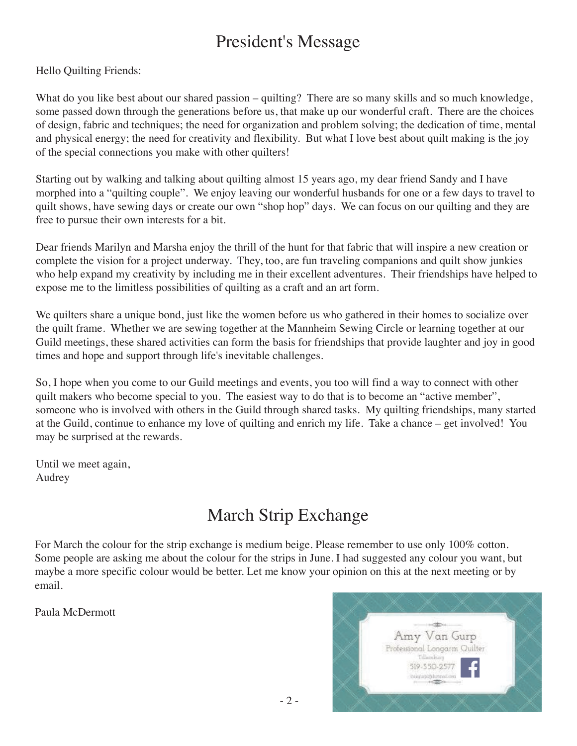# President's Message

Hello Quilting Friends:

What do you like best about our shared passion – quilting? There are so many skills and so much knowledge, some passed down through the generations before us, that make up our wonderful craft. There are the choices of design, fabric and techniques; the need for organization and problem solving; the dedication of time, mental and physical energy; the need for creativity and flexibility. But what I love best about quilt making is the joy of the special connections you make with other quilters!

Starting out by walking and talking about quilting almost 15 years ago, my dear friend Sandy and I have morphed into a "quilting couple". We enjoy leaving our wonderful husbands for one or a few days to travel to quilt shows, have sewing days or create our own "shop hop" days. We can focus on our quilting and they are free to pursue their own interests for a bit.

Dear friends Marilyn and Marsha enjoy the thrill of the hunt for that fabric that will inspire a new creation or complete the vision for a project underway. They, too, are fun traveling companions and quilt show junkies who help expand my creativity by including me in their excellent adventures. Their friendships have helped to expose me to the limitless possibilities of quilting as a craft and an art form.

We quilters share a unique bond, just like the women before us who gathered in their homes to socialize over the quilt frame. Whether we are sewing together at the Mannheim Sewing Circle or learning together at our Guild meetings, these shared activities can form the basis for friendships that provide laughter and joy in good times and hope and support through life's inevitable challenges.

So, I hope when you come to our Guild meetings and events, you too will find a way to connect with other quilt makers who become special to you. The easiest way to do that is to become an "active member", someone who is involved with others in the Guild through shared tasks. My quilting friendships, many started at the Guild, continue to enhance my love of quilting and enrich my life. Take a chance – get involved! You may be surprised at the rewards.

Until we meet again,
Audrey

# March Strip Exchange

For March the colour for the strip exchange is medium beige. Please remember to use only 100% cotton. Some people are asking me about the colour for the strips in June. I had suggested any colour you want, but maybe a more specific colour would be better. Let me know your opinion on this at the next meeting or by email.

Paula McDermott

Amy Van Gurp
Professional Longarm Quilter
Tillsonburg
519-550-2577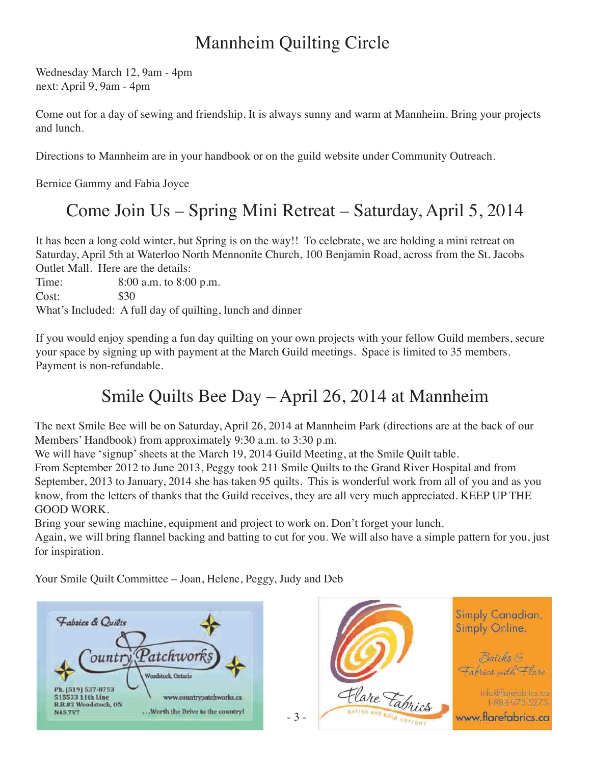# Mannheim Quilting Circle

Wednesday March 12, 9am - 4pm
next: April 9, 9am - 4pm

Come out for a day of sewing and friendship. It is always sunny and warm at Mannheim. Bring your projects and lunch.

Directions to Mannheim are in your handbook or on the guild website under Community Outreach.

Bernice Gammy and Fabia Joyce

# Come Join Us – Spring Mini Retreat – Saturday, April 5, 2014

It has been a long cold winter, but Spring is on the way!! To celebrate, we are holding a mini retreat on Saturday, April 5th at Waterloo North Mennonite Church, 100 Benjamin Road, across from the St. Jacobs Outlet Mall. Here are the details:

Time: 8:00 a.m. to 8:00 p.m.
Cost: $30
What's Included: A full day of quilting, lunch and dinner

If you would enjoy spending a fun day quilting on your own projects with your fellow Guild members, secure your space by signing up with payment at the March Guild meetings. Space is limited to 35 members. Payment is non-refundable.

# Smile Quilts Bee Day – April 26, 2014 at Mannheim

The next Smile Bee will be on Saturday, April 26, 2014 at Mannheim Park (directions are at the back of our Members' Handbook) from approximately 9:30 a.m. to 3:30 p.m.

We will have 'signup' sheets at the March 19, 2014 Guild Meeting, at the Smile Quilt table.

From September 2012 to June 2013, Peggy took 211 Smile Quilts to the Grand River Hospital and from September, 2013 to January, 2014 she has taken 95 quilts. This is wonderful work from all of you and as you know, from the letters of thanks that the Guild receives, they are all very much appreciated. KEEP UP THE GOOD WORK.

Bring your sewing machine, equipment and project to work on. Don't forget your lunch.

Again, we will bring flannel backing and batting to cut for you. We will also have a simple pattern for you, just for inspiration.

Your Smile Quilt Committee – Joan, Helene, Peggy, Judy and Deb

Fabrics & Quilts
Country Patchworks
Woodstock, Ontario
Ph. (519) 537-8753
515533 11th Line
R.R.#3 Woodstock, ON
N4S 7V7
www.countrypatchworks.ca
...Worth the Drive to the country!

Flare Fabrics
Batiks and Bold Cottons
Simply Canadian.
Simply Online.
Batiks & Fabrics with Flare
info@flarefabrics.ca
1-888-973-5273
www.flarefabrics.ca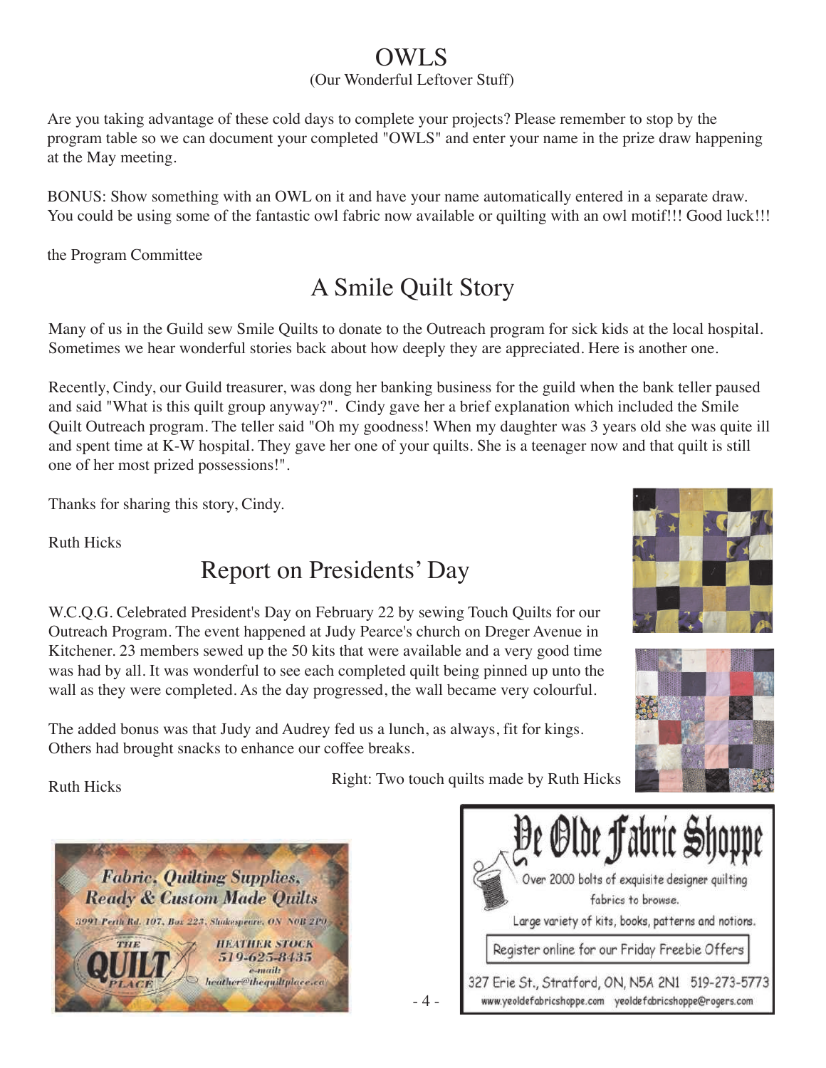# OWLS

(Our Wonderful Leftover Stuff)

Are you taking advantage of these cold days to complete your projects? Please remember to stop by the program table so we can document your completed "OWLS" and enter your name in the prize draw happening at the May meeting.

BONUS: Show something with an OWL on it and have your name automatically entered in a separate draw. You could be using some of the fantastic owl fabric now available or quilting with an owl motif!!! Good luck!!!

the Program Committee

# A Smile Quilt Story

Many of us in the Guild sew Smile Quilts to donate to the Outreach program for sick kids at the local hospital. Sometimes we hear wonderful stories back about how deeply they are appreciated. Here is another one.

Recently, Cindy, our Guild treasurer, was dong her banking business for the guild when the bank teller paused and said "What is this quilt group anyway?". Cindy gave her a brief explanation which included the Smile Quilt Outreach program. The teller said "Oh my goodness! When my daughter was 3 years old she was quite ill and spent time at K-W hospital. They gave her one of your quilts. She is a teenager now and that quilt is still one of her most prized possessions!".

Thanks for sharing this story, Cindy.

Ruth Hicks

# Report on Presidents' Day

W.C.Q.G. Celebrated President's Day on February 22 by sewing Touch Quilts for our Outreach Program. The event happened at Judy Pearce's church on Dreger Avenue in Kitchener. 23 members sewed up the 50 kits that were available and a very good time was had by all. It was wonderful to see each completed quilt being pinned up unto the wall as they were completed. As the day progressed, the wall became very colourful.

The added bonus was that Judy and Audrey fed us a lunch, as always, fit for kings. Others had brought snacks to enhance our coffee breaks.

Ruth Hicks

Right: Two touch quilts made by Ruth Hicks

**Fabric, Quilting Supplies, Ready & Custom Made Quilts**

3991 Perth Rd. 107, Box 223, Shakespeare, ON N0B 2P0

THE QUILT PLACE

HEATHER STOCK
519-625-8435
e-mail: heather@thequiltplace.ca

**Ye Olde Fabric Shoppe**

Over 2000 bolts of exquisite designer quilting fabrics to browse.

Large variety of kits, books, patterns and notions.

Register online for our Friday Freebie Offers

327 Erie St., Stratford, ON, N5A 2N1 519-273-5773

www.yeoldefabricshoppe.com yeoldefabricshoppe@rogers.com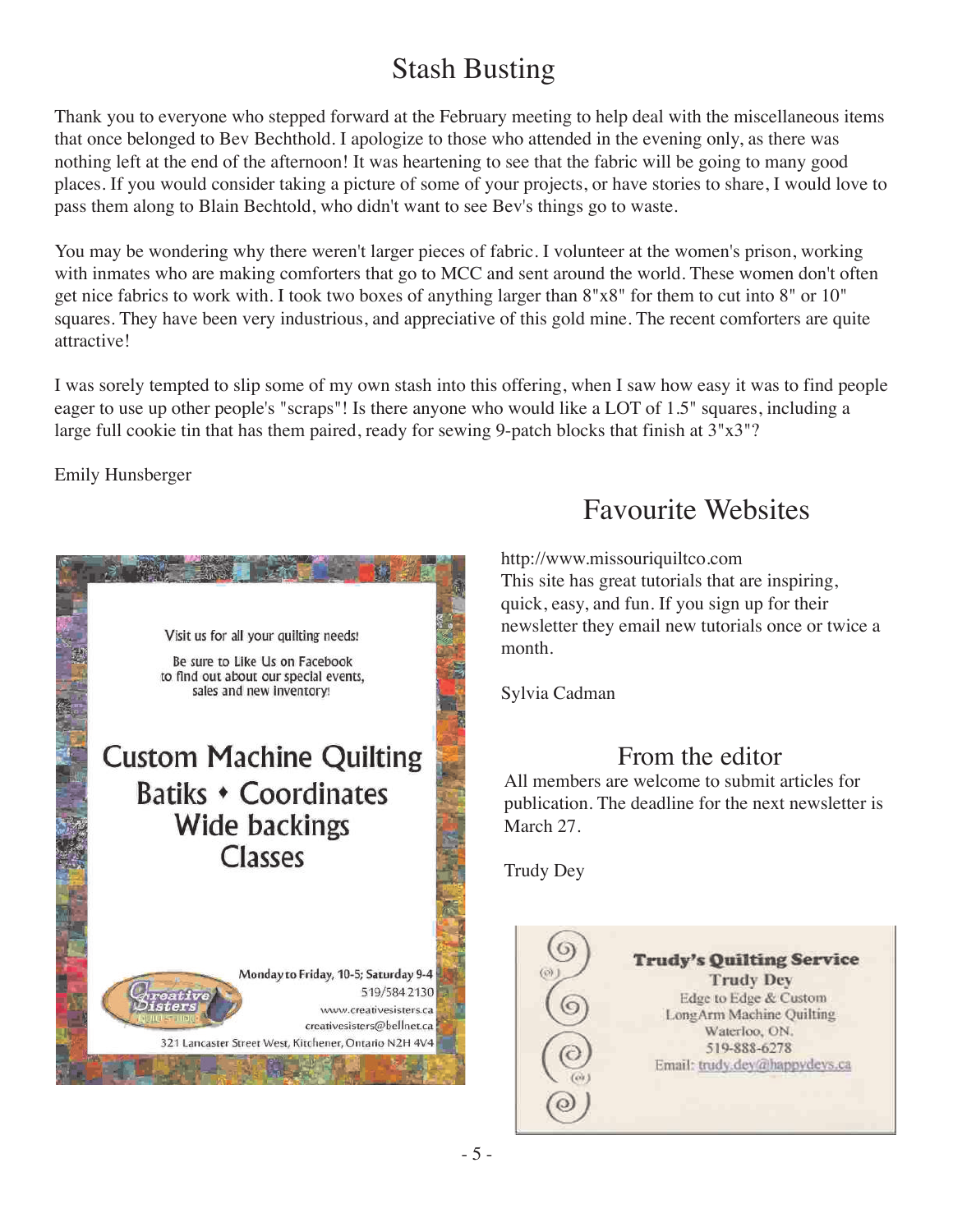# Stash Busting

Thank you to everyone who stepped forward at the February meeting to help deal with the miscellaneous items that once belonged to Bev Bechthold. I apologize to those who attended in the evening only, as there was nothing left at the end of the afternoon! It was heartening to see that the fabric will be going to many good places. If you would consider taking a picture of some of your projects, or have stories to share, I would love to pass them along to Blain Bechtold, who didn't want to see Bev's things go to waste.

You may be wondering why there weren't larger pieces of fabric. I volunteer at the women's prison, working with inmates who are making comforters that go to MCC and sent around the world. These women don't often get nice fabrics to work with. I took two boxes of anything larger than 8"x8" for them to cut into 8" or 10" squares. They have been very industrious, and appreciative of this gold mine. The recent comforters are quite attractive!

I was sorely tempted to slip some of my own stash into this offering, when I saw how easy it was to find people eager to use up other people's "scraps"! Is there anyone who would like a LOT of 1.5" squares, including a large full cookie tin that has them paired, ready for sewing 9-patch blocks that finish at 3"x3"?

Emily Hunsberger

Visit us for all your quilting needs!

Be sure to Like Us on Facebook to find out about our special events, sales and new inventory!

**Custom Machine Quilting**
**Batiks • Coordinates**
**Wide backings**
**Classes**

Creative Sisters Quilt Studio

Monday to Friday, 10-5; Saturday 9-4
519/584 2130
www.creativesisters.ca
creativesisters@bellnet.ca
321 Lancaster Street West, Kitchener, Ontario N2H 4V4

## Favourite Websites

http://www.missouriquiltco.com
This site has great tutorials that are inspiring, quick, easy, and fun. If you sign up for their newsletter they email new tutorials once or twice a month.

Sylvia Cadman

## From the editor

All members are welcome to submit articles for publication. The deadline for the next newsletter is March 27.

Trudy Dey

**Trudy's Quilting Service**
Trudy Dey
Edge to Edge & Custom
LongArm Machine Quilting
Waterloo, ON.
519-888-6278
Email: trudy.dey@happydeys.ca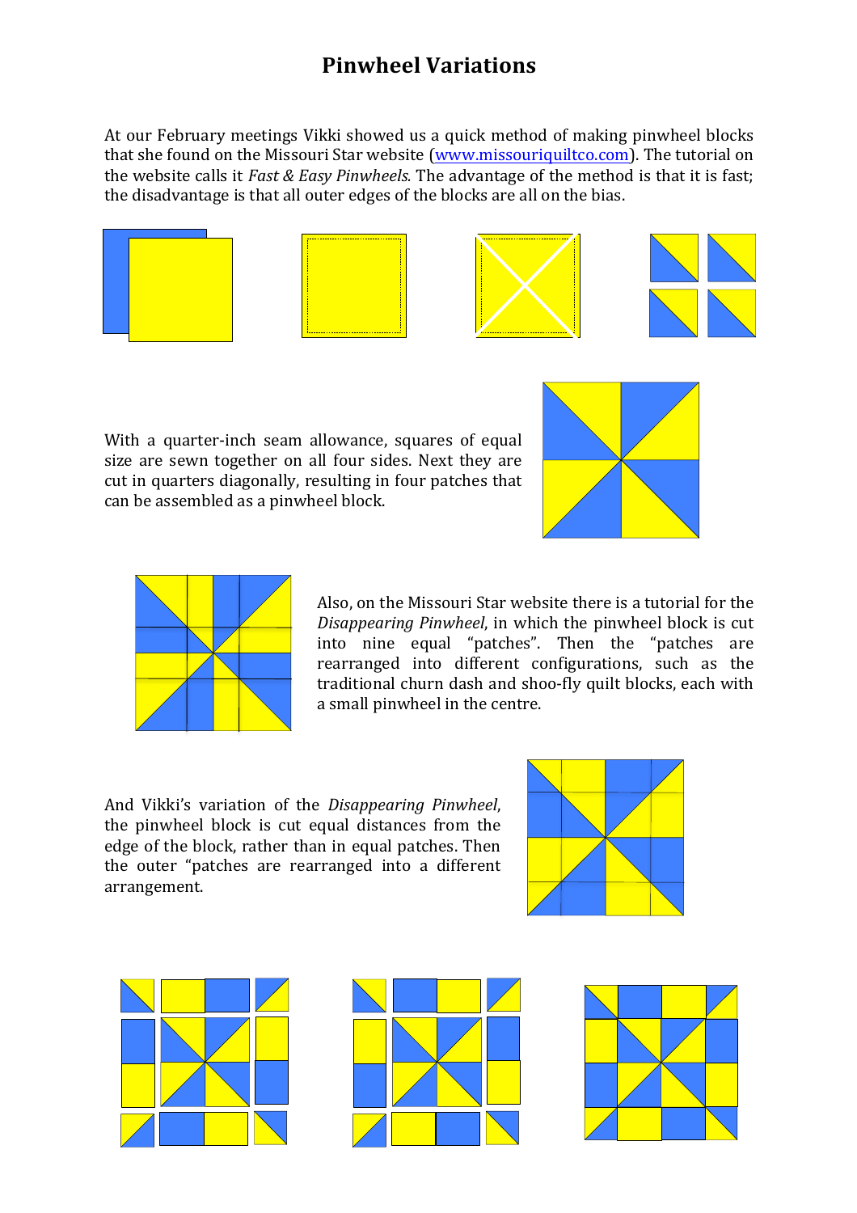# Pinwheel Variations

At our February meetings Vikki showed us a quick method of making pinwheel blocks that she found on the Missouri Star website (www.missouriquiltco.com). The tutorial on the website calls it *Fast & Easy Pinwheels*. The advantage of the method is that it is fast; the disadvantage is that all outer edges of the blocks are all on the bias.

With a quarter-inch seam allowance, squares of equal size are sewn together on all four sides. Next they are cut in quarters diagonally, resulting in four patches that can be assembled as a pinwheel block.

Also, on the Missouri Star website there is a tutorial for the *Disappearing Pinwheel*, in which the pinwheel block is cut into nine equal "patches". Then the "patches are rearranged into different configurations, such as the traditional churn dash and shoo-fly quilt blocks, each with a small pinwheel in the centre.

And Vikki's variation of the *Disappearing Pinwheel*, the pinwheel block is cut equal distances from the edge of the block, rather than in equal patches. Then the outer "patches are rearranged into a different arrangement.